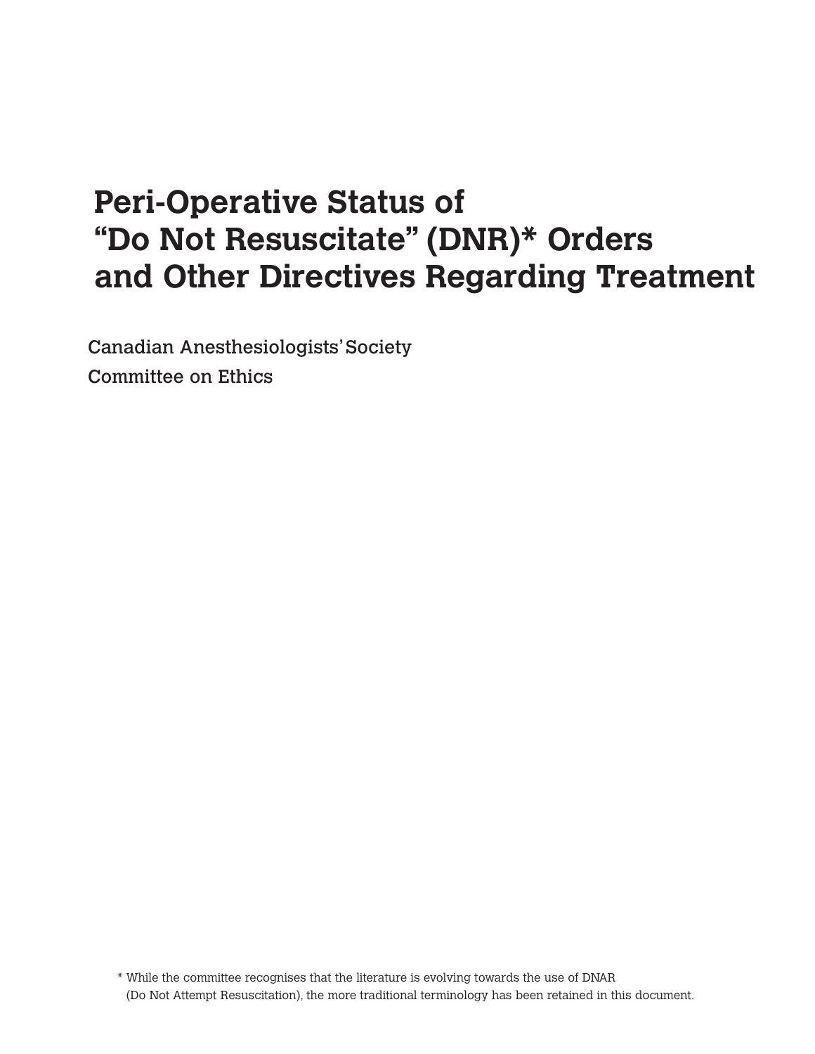# Peri-Operative Status of "Do Not Resuscitate" (DNR)* Orders and Other Directives Regarding Treatment

Canadian Anesthesiologists' Society
Committee on Ethics

* While the committee recognises that the literature is evolving towards the use of DNAR (Do Not Attempt Resuscitation), the more traditional terminology has been retained in this document.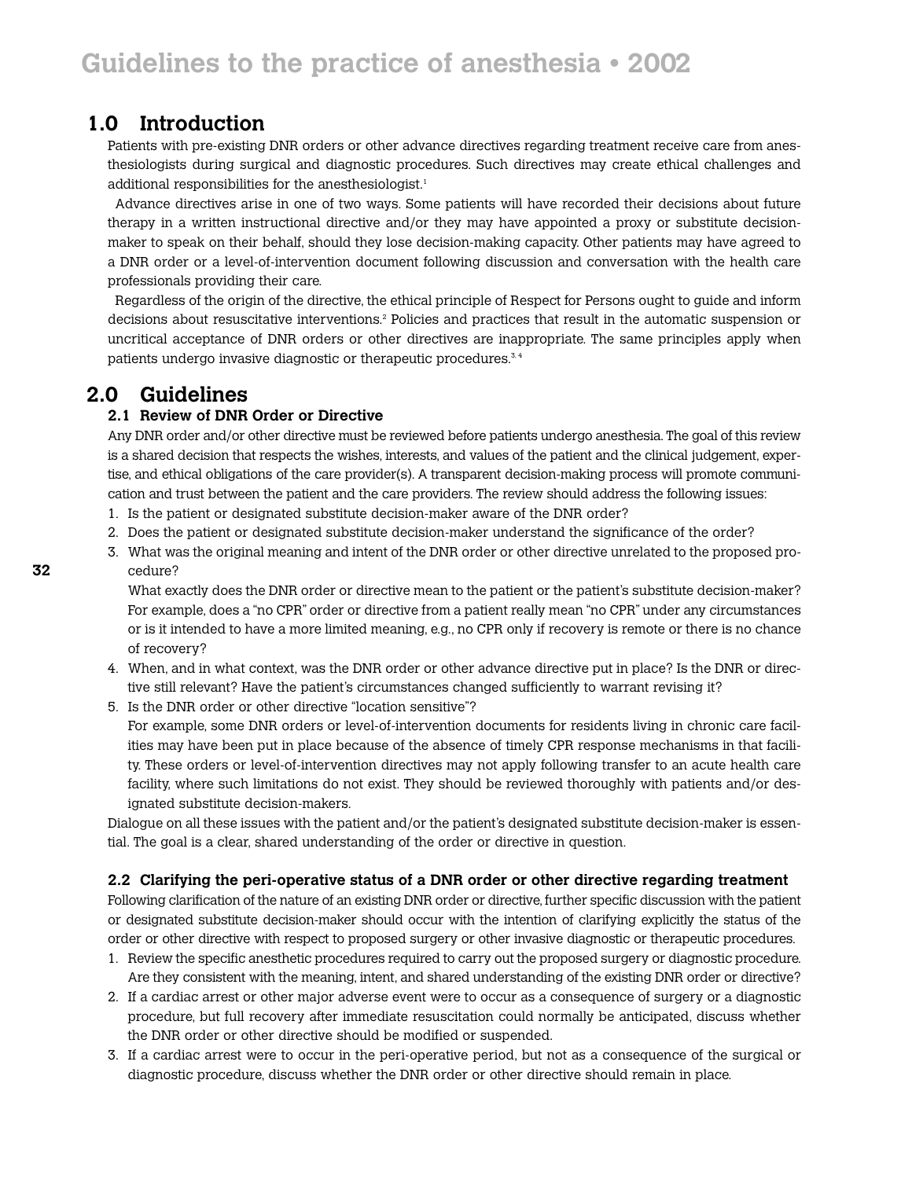## 1.0 Introduction

Patients with pre-existing DNR orders or other advance directives regarding treatment receive care from anesthesiologists during surgical and diagnostic procedures. Such directives may create ethical challenges and additional responsibilities for the anesthesiologist.[1]

Advance directives arise in one of two ways. Some patients will have recorded their decisions about future therapy in a written instructional directive and/or they may have appointed a proxy or substitute decision-maker to speak on their behalf, should they lose decision-making capacity. Other patients may have agreed to a DNR order or a level-of-intervention document following discussion and conversation with the health care professionals providing their care.

Regardless of the origin of the directive, the ethical principle of Respect for Persons ought to guide and inform decisions about resuscitative interventions.[2] Policies and practices that result in the automatic suspension or uncritical acceptance of DNR orders or other directives are inappropriate. The same principles apply when patients undergo invasive diagnostic or therapeutic procedures.[3,4]

## 2.0 Guidelines

### 2.1 Review of DNR Order or Directive

Any DNR order and/or other directive must be reviewed before patients undergo anesthesia. The goal of this review is a shared decision that respects the wishes, interests, and values of the patient and the clinical judgement, expertise, and ethical obligations of the care provider(s). A transparent decision-making process will promote communication and trust between the patient and the care providers. The review should address the following issues:

1. Is the patient or designated substitute decision-maker aware of the DNR order?
2. Does the patient or designated substitute decision-maker understand the significance of the order?
3. What was the original meaning and intent of the DNR order or other directive unrelated to the proposed procedure?

   What exactly does the DNR order or directive mean to the patient or the patient's substitute decision-maker? For example, does a "no CPR" order or directive from a patient really mean "no CPR" under any circumstances or is it intended to have a more limited meaning, e.g., no CPR only if recovery is remote or there is no chance of recovery?
4. When, and in what context, was the DNR order or other advance directive put in place? Is the DNR or directive still relevant? Have the patient's circumstances changed sufficiently to warrant revising it?
5. Is the DNR order or other directive "location sensitive"?

   For example, some DNR orders or level-of-intervention documents for residents living in chronic care facilities may have been put in place because of the absence of timely CPR response mechanisms in that facility. These orders or level-of-intervention directives may not apply following transfer to an acute health care facility, where such limitations do not exist. They should be reviewed thoroughly with patients and/or designated substitute decision-makers.

Dialogue on all these issues with the patient and/or the patient's designated substitute decision-maker is essential. The goal is a clear, shared understanding of the order or directive in question.

### 2.2 Clarifying the peri-operative status of a DNR order or other directive regarding treatment

Following clarification of the nature of an existing DNR order or directive, further specific discussion with the patient or designated substitute decision-maker should occur with the intention of clarifying explicitly the status of the order or other directive with respect to proposed surgery or other invasive diagnostic or therapeutic procedures.

1. Review the specific anesthetic procedures required to carry out the proposed surgery or diagnostic procedure. Are they consistent with the meaning, intent, and shared understanding of the existing DNR order or directive?
2. If a cardiac arrest or other major adverse event were to occur as a consequence of surgery or a diagnostic procedure, but full recovery after immediate resuscitation could normally be anticipated, discuss whether the DNR order or other directive should be modified or suspended.
3. If a cardiac arrest were to occur in the peri-operative period, but not as a consequence of the surgical or diagnostic procedure, discuss whether the DNR order or other directive should remain in place.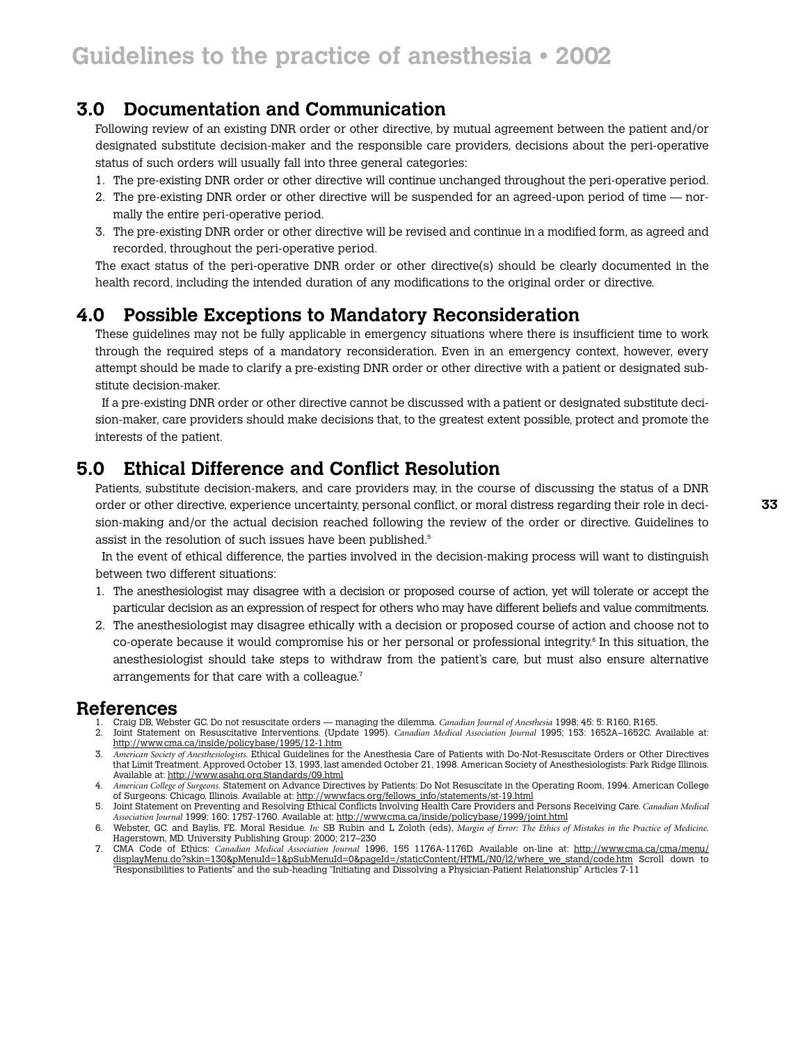## 3.0 Documentation and Communication

Following review of an existing DNR order or other directive, by mutual agreement between the patient and/or designated substitute decision-maker and the responsible care providers, decisions about the peri-operative status of such orders will usually fall into three general categories:

1. The pre-existing DNR order or other directive will continue unchanged throughout the peri-operative period.
2. The pre-existing DNR order or other directive will be suspended for an agreed-upon period of time — normally the entire peri-operative period.
3. The pre-existing DNR order or other directive will be revised and continue in a modified form, as agreed and recorded, throughout the peri-operative period.

The exact status of the peri-operative DNR order or other directive(s) should be clearly documented in the health record, including the intended duration of any modifications to the original order or directive.

## 4.0 Possible Exceptions to Mandatory Reconsideration

These guidelines may not be fully applicable in emergency situations where there is insufficient time to work through the required steps of a mandatory reconsideration. Even in an emergency context, however, every attempt should be made to clarify a pre-existing DNR order or other directive with a patient or designated substitute decision-maker.

If a pre-existing DNR order or other directive cannot be discussed with a patient or designated substitute decision-maker, care providers should make decisions that, to the greatest extent possible, protect and promote the interests of the patient.

## 5.0 Ethical Difference and Conflict Resolution

Patients, substitute decision-makers, and care providers may, in the course of discussing the status of a DNR order or other directive, experience uncertainty, personal conflict, or moral distress regarding their role in decision-making and/or the actual decision reached following the review of the order or directive. Guidelines to assist in the resolution of such issues have been published.[5]

In the event of ethical difference, the parties involved in the decision-making process will want to distinguish between two different situations:

1. The anesthesiologist may disagree with a decision or proposed course of action, yet will tolerate or accept the particular decision as an expression of respect for others who may have different beliefs and value commitments.
2. The anesthesiologist may disagree ethically with a decision or proposed course of action and choose not to co-operate because it would compromise his or her personal or professional integrity.[6] In this situation, the anesthesiologist should take steps to withdraw from the patient's care, but must also ensure alternative arrangements for that care with a colleague.[7]

## References

1. Craig DB, Webster GC. Do not resuscitate orders — managing the dilemma. *Canadian Journal of Anesthesia* 1998; 45: 5: R160, R165.
2. Joint Statement on Resuscitative Interventions. (Update 1995). *Canadian Medical Association Journal* 1995; 153: 1652A–1652C. Available at: http://www.cma.ca/inside/policybase/1995/12-1.htm
3. *American Society of Anesthesiologists.* Ethical Guidelines for the Anesthesia Care of Patients with Do-Not-Resuscitate Orders or Other Directives that Limit Treatment. Approved October 13, 1993, last amended October 21, 1998. American Society of Anesthesiologists: Park Ridge Illinois. Available at: http://www.asahq.org.Standards/09.html
4. *American College of Surgeons.* Statement on Advance Directives by Patients: Do Not Resuscitate in the Operating Room, 1994. American College of Surgeons: Chicago, Illinois. Available at: http://www.facs.org/fellows_info/statements/st-19.html
5. Joint Statement on Preventing and Resolving Ethical Conflicts Involving Health Care Providers and Persons Receiving Care. *Canadian Medical Association Journal* 1999; 160: 1757-1760. Available at: http://www.cma.ca/inside/policybase/1999/joint.html
6. Webster, GC. and Baylis, FE. Moral Residue. *In:* SB Rubin and L Zoloth (eds), *Margin of Error: The Ethics of Mistakes in the Practice of Medicine.* Hagerstown, MD. University Publishing Group: 2000; 217–230
7. CMA Code of Ethics: *Canadian Medical Association Journal* 1996, 155 1176A-1176D. Available on-line at: http://www.cma.ca/cma/menu/displayMenu.do?skin=130&pMenuId=1&pSubMenuId=0&pageId=/staticContent/HTML/N0/l2/where_we_stand/code.htm Scroll down to "Responsibilities to Patients" and the sub-heading "Initiating and Dissolving a Physician-Patient Relationship" Articles 7-11